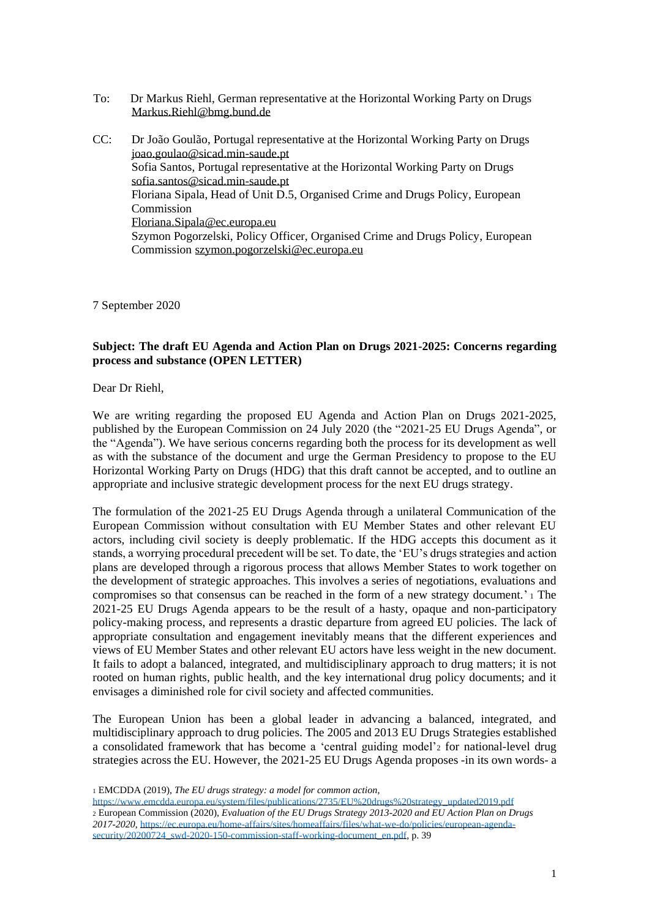To: Dr Markus Riehl, German representative at the Horizontal Working Party on Drugs
Markus.Riehl@bmg.bund.de

CC: Dr João Goulão, Portugal representative at the Horizontal Working Party on Drugs
joao.goulao@sicad.min-saude.pt
Sofia Santos, Portugal representative at the Horizontal Working Party on Drugs
sofia.santos@sicad.min-saude.pt
Floriana Sipala, Head of Unit D.5, Organised Crime and Drugs Policy, European Commission
Floriana.Sipala@ec.europa.eu
Szymon Pogorzelski, Policy Officer, Organised Crime and Drugs Policy, European Commission szymon.pogorzelski@ec.europa.eu

7 September 2020

**Subject: The draft EU Agenda and Action Plan on Drugs 2021-2025: Concerns regarding process and substance (OPEN LETTER)**

Dear Dr Riehl,

We are writing regarding the proposed EU Agenda and Action Plan on Drugs 2021-2025, published by the European Commission on 24 July 2020 (the "2021-25 EU Drugs Agenda", or the "Agenda"). We have serious concerns regarding both the process for its development as well as with the substance of the document and urge the German Presidency to propose to the EU Horizontal Working Party on Drugs (HDG) that this draft cannot be accepted, and to outline an appropriate and inclusive strategic development process for the next EU drugs strategy.

The formulation of the 2021-25 EU Drugs Agenda through a unilateral Communication of the European Commission without consultation with EU Member States and other relevant EU actors, including civil society is deeply problematic. If the HDG accepts this document as it stands, a worrying procedural precedent will be set. To date, the 'EU's drugs strategies and action plans are developed through a rigorous process that allows Member States to work together on the development of strategic approaches. This involves a series of negotiations, evaluations and compromises so that consensus can be reached in the form of a new strategy document.' [1] The 2021-25 EU Drugs Agenda appears to be the result of a hasty, opaque and non-participatory policy-making process, and represents a drastic departure from agreed EU policies. The lack of appropriate consultation and engagement inevitably means that the different experiences and views of EU Member States and other relevant EU actors have less weight in the new document. It fails to adopt a balanced, integrated, and multidisciplinary approach to drug matters; it is not rooted on human rights, public health, and the key international drug policy documents; and it envisages a diminished role for civil society and affected communities.

The European Union has been a global leader in advancing a balanced, integrated, and multidisciplinary approach to drug policies. The 2005 and 2013 EU Drugs Strategies established a consolidated framework that has become a 'central guiding model' [2] for national-level drug strategies across the EU. However, the 2021-25 EU Drugs Agenda proposes -in its own words- a

[1] EMCDDA (2019), *The EU drugs strategy: a model for common action*, https://www.emcdda.europa.eu/system/files/publications/2735/EU%20drugs%20strategy_updated2019.pdf

[2] European Commission (2020), *Evaluation of the EU Drugs Strategy 2013-2020 and EU Action Plan on Drugs 2017-2020*, https://ec.europa.eu/home-affairs/sites/homeaffairs/files/what-we-do/policies/european-agenda-security/20200724_swd-2020-150-commission-staff-working-document_en.pdf, p. 39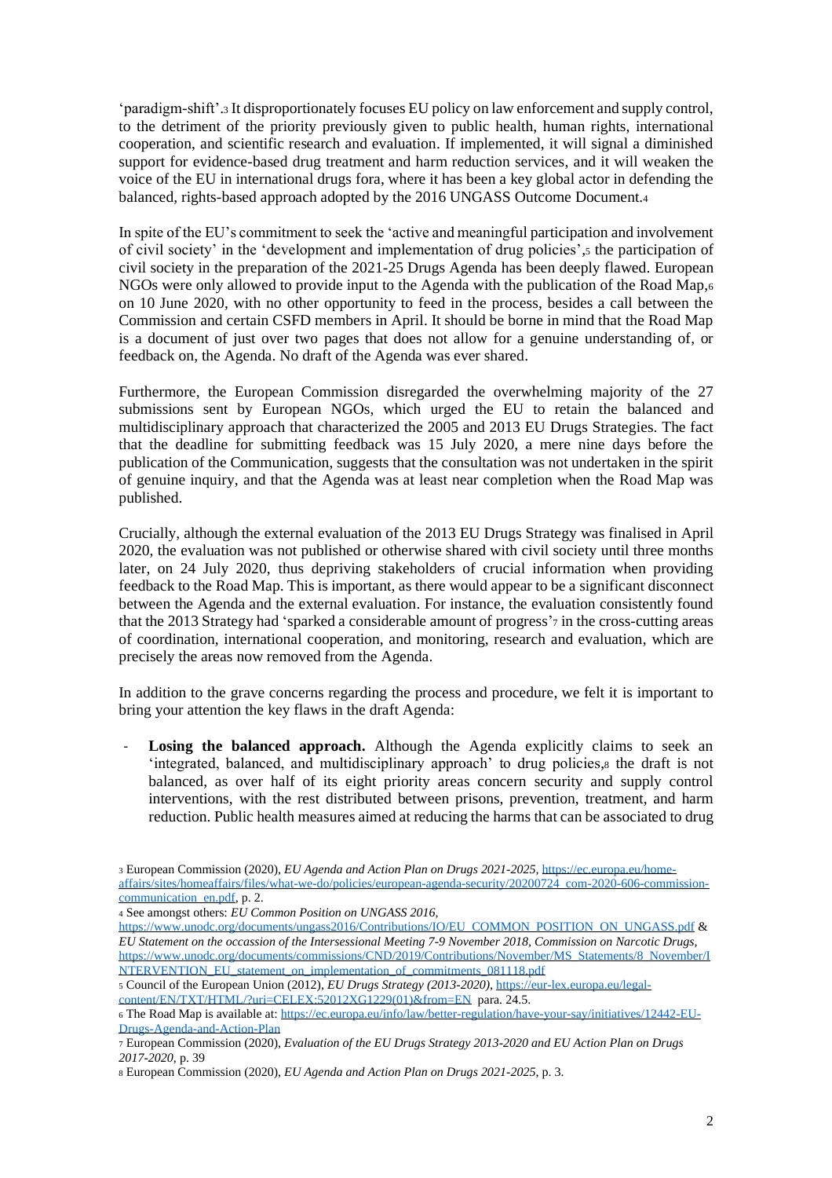'paradigm-shift'.[3] It disproportionately focuses EU policy on law enforcement and supply control, to the detriment of the priority previously given to public health, human rights, international cooperation, and scientific research and evaluation. If implemented, it will signal a diminished support for evidence-based drug treatment and harm reduction services, and it will weaken the voice of the EU in international drugs fora, where it has been a key global actor in defending the balanced, rights-based approach adopted by the 2016 UNGASS Outcome Document.[4]

In spite of the EU's commitment to seek the 'active and meaningful participation and involvement of civil society' in the 'development and implementation of drug policies',[5] the participation of civil society in the preparation of the 2021-25 Drugs Agenda has been deeply flawed. European NGOs were only allowed to provide input to the Agenda with the publication of the Road Map,[6] on 10 June 2020, with no other opportunity to feed in the process, besides a call between the Commission and certain CSFD members in April. It should be borne in mind that the Road Map is a document of just over two pages that does not allow for a genuine understanding of, or feedback on, the Agenda. No draft of the Agenda was ever shared.

Furthermore, the European Commission disregarded the overwhelming majority of the 27 submissions sent by European NGOs, which urged the EU to retain the balanced and multidisciplinary approach that characterized the 2005 and 2013 EU Drugs Strategies. The fact that the deadline for submitting feedback was 15 July 2020, a mere nine days before the publication of the Communication, suggests that the consultation was not undertaken in the spirit of genuine inquiry, and that the Agenda was at least near completion when the Road Map was published.

Crucially, although the external evaluation of the 2013 EU Drugs Strategy was finalised in April 2020, the evaluation was not published or otherwise shared with civil society until three months later, on 24 July 2020, thus depriving stakeholders of crucial information when providing feedback to the Road Map. This is important, as there would appear to be a significant disconnect between the Agenda and the external evaluation. For instance, the evaluation consistently found that the 2013 Strategy had 'sparked a considerable amount of progress'[7] in the cross-cutting areas of coordination, international cooperation, and monitoring, research and evaluation, which are precisely the areas now removed from the Agenda.

In addition to the grave concerns regarding the process and procedure, we felt it is important to bring your attention the key flaws in the draft Agenda:

- **Losing the balanced approach.** Although the Agenda explicitly claims to seek an 'integrated, balanced, and multidisciplinary approach' to drug policies,[8] the draft is not balanced, as over half of its eight priority areas concern security and supply control interventions, with the rest distributed between prisons, prevention, treatment, and harm reduction. Public health measures aimed at reducing the harms that can be associated to drug

---

[3] European Commission (2020), *EU Agenda and Action Plan on Drugs 2021-2025*, https://ec.europa.eu/home-affairs/sites/homeaffairs/files/what-we-do/policies/european-agenda-security/20200724_com-2020-606-commission-communication_en.pdf, p. 2.

[4] See amongst others: *EU Common Position on UNGASS 2016*, https://www.unodc.org/documents/ungass2016/Contributions/IO/EU_COMMON_POSITION_ON_UNGASS.pdf & *EU Statement on the occassion of the Intersessional Meeting 7-9 November 2018, Commission on Narcotic Drugs*, https://www.unodc.org/documents/commissions/CND/2019/Contributions/November/MS_Statements/8_November/INTERVENTION_EU_statement_on_implementation_of_commitments_081118.pdf

[5] Council of the European Union (2012), *EU Drugs Strategy (2013-2020)*, https://eur-lex.europa.eu/legal-content/EN/TXT/HTML/?uri=CELEX:52012XG1229(01)&from=EN para. 24.5.

[6] The Road Map is available at: https://ec.europa.eu/info/law/better-regulation/have-your-say/initiatives/12442-EU-Drugs-Agenda-and-Action-Plan

[7] European Commission (2020), *Evaluation of the EU Drugs Strategy 2013-2020 and EU Action Plan on Drugs 2017-2020*, p. 39

[8] European Commission (2020), *EU Agenda and Action Plan on Drugs 2021-2025*, p. 3.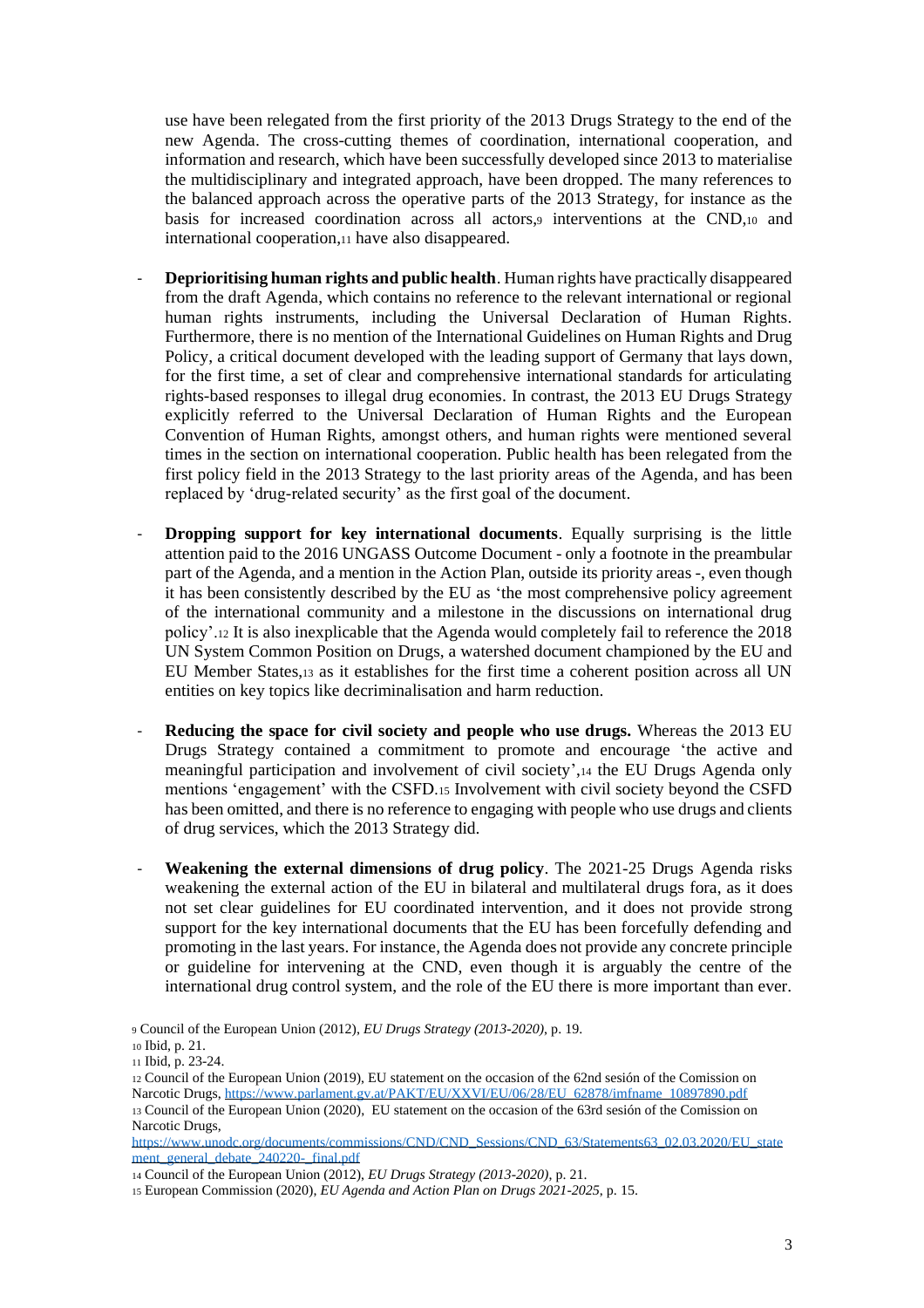use have been relegated from the first priority of the 2013 Drugs Strategy to the end of the new Agenda. The cross-cutting themes of coordination, international cooperation, and information and research, which have been successfully developed since 2013 to materialise the multidisciplinary and integrated approach, have been dropped. The many references to the balanced approach across the operative parts of the 2013 Strategy, for instance as the basis for increased coordination across all actors,[9] interventions at the CND,[10] and international cooperation,[11] have also disappeared.

- **Deprioritising human rights and public health**. Human rights have practically disappeared from the draft Agenda, which contains no reference to the relevant international or regional human rights instruments, including the Universal Declaration of Human Rights. Furthermore, there is no mention of the International Guidelines on Human Rights and Drug Policy, a critical document developed with the leading support of Germany that lays down, for the first time, a set of clear and comprehensive international standards for articulating rights-based responses to illegal drug economies. In contrast, the 2013 EU Drugs Strategy explicitly referred to the Universal Declaration of Human Rights and the European Convention of Human Rights, amongst others, and human rights were mentioned several times in the section on international cooperation. Public health has been relegated from the first policy field in the 2013 Strategy to the last priority areas of the Agenda, and has been replaced by 'drug-related security' as the first goal of the document.

- **Dropping support for key international documents**. Equally surprising is the little attention paid to the 2016 UNGASS Outcome Document - only a footnote in the preambular part of the Agenda, and a mention in the Action Plan, outside its priority areas -, even though it has been consistently described by the EU as 'the most comprehensive policy agreement of the international community and a milestone in the discussions on international drug policy'.[12] It is also inexplicable that the Agenda would completely fail to reference the 2018 UN System Common Position on Drugs, a watershed document championed by the EU and EU Member States,[13] as it establishes for the first time a coherent position across all UN entities on key topics like decriminalisation and harm reduction.

- **Reducing the space for civil society and people who use drugs.** Whereas the 2013 EU Drugs Strategy contained a commitment to promote and encourage 'the active and meaningful participation and involvement of civil society',[14] the EU Drugs Agenda only mentions 'engagement' with the CSFD.[15] Involvement with civil society beyond the CSFD has been omitted, and there is no reference to engaging with people who use drugs and clients of drug services, which the 2013 Strategy did.

- **Weakening the external dimensions of drug policy**. The 2021-25 Drugs Agenda risks weakening the external action of the EU in bilateral and multilateral drugs fora, as it does not set clear guidelines for EU coordinated intervention, and it does not provide strong support for the key international documents that the EU has been forcefully defending and promoting in the last years. For instance, the Agenda does not provide any concrete principle or guideline for intervening at the CND, even though it is arguably the centre of the international drug control system, and the role of the EU there is more important than ever.

[9] Council of the European Union (2012), *EU Drugs Strategy (2013-2020)*, p. 19.

[10] Ibid, p. 21.

[11] Ibid, p. 23-24.

[12] Council of the European Union (2019), EU statement on the occasion of the 62nd sesión of the Comission on Narcotic Drugs, https://www.parlament.gv.at/PAKT/EU/XXVI/EU/06/28/EU_62878/imfname_10897890.pdf

[13] Council of the European Union (2020), EU statement on the occasion of the 63rd sesión of the Comission on Narcotic Drugs, https://www.unodc.org/documents/commissions/CND/CND_Sessions/CND_63/Statements63_02.03.2020/EU_statement_general_debate_240220-_final.pdf

[14] Council of the European Union (2012), *EU Drugs Strategy (2013-2020)*, p. 21.

[15] European Commission (2020), *EU Agenda and Action Plan on Drugs 2021-2025*, p. 15.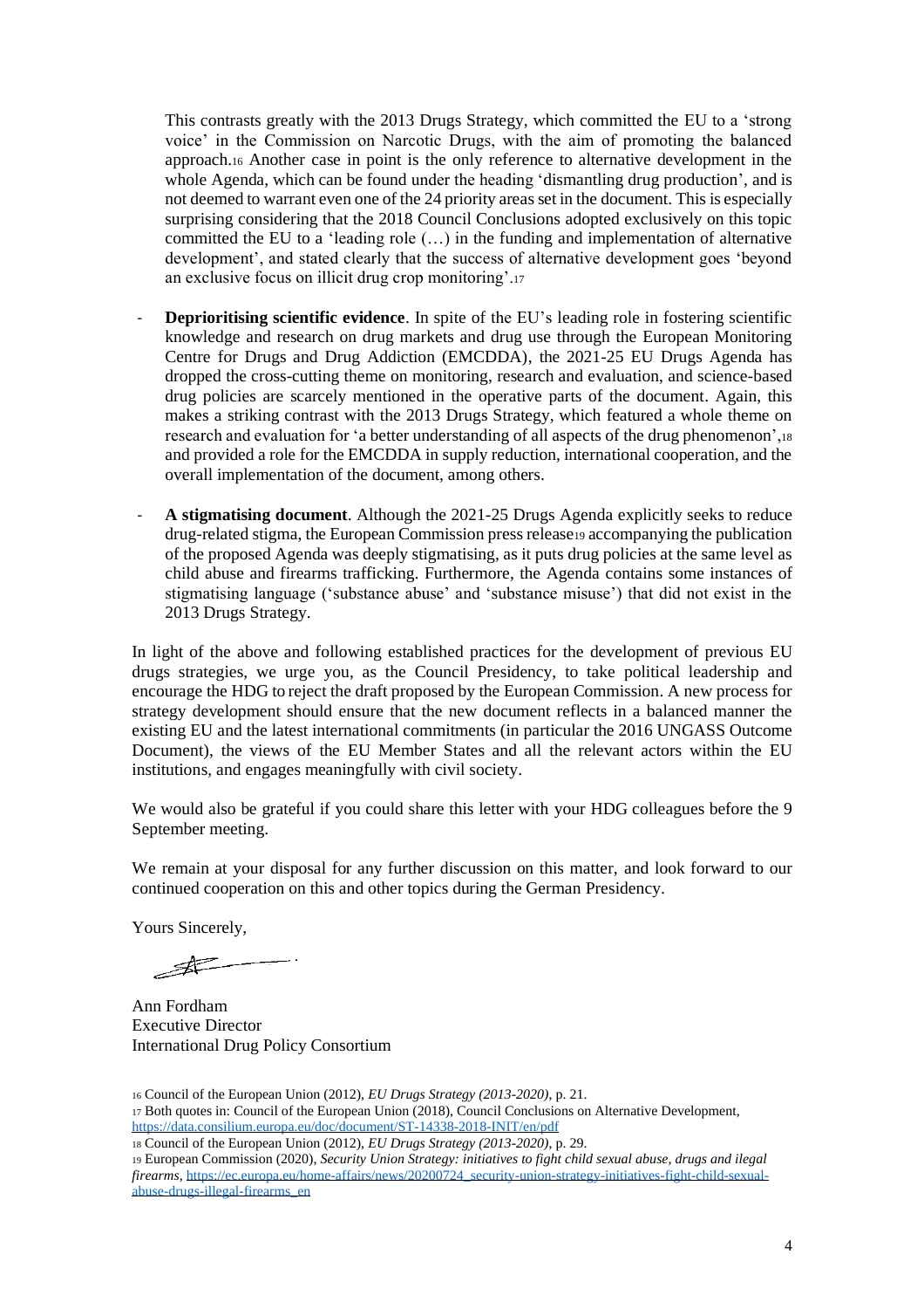This contrasts greatly with the 2013 Drugs Strategy, which committed the EU to a 'strong voice' in the Commission on Narcotic Drugs, with the aim of promoting the balanced approach.[16] Another case in point is the only reference to alternative development in the whole Agenda, which can be found under the heading 'dismantling drug production', and is not deemed to warrant even one of the 24 priority areas set in the document. This is especially surprising considering that the 2018 Council Conclusions adopted exclusively on this topic committed the EU to a 'leading role (…) in the funding and implementation of alternative development', and stated clearly that the success of alternative development goes 'beyond an exclusive focus on illicit drug crop monitoring'.[17]

- **Deprioritising scientific evidence**. In spite of the EU's leading role in fostering scientific knowledge and research on drug markets and drug use through the European Monitoring Centre for Drugs and Drug Addiction (EMCDDA), the 2021-25 EU Drugs Agenda has dropped the cross-cutting theme on monitoring, research and evaluation, and science-based drug policies are scarcely mentioned in the operative parts of the document. Again, this makes a striking contrast with the 2013 Drugs Strategy, which featured a whole theme on research and evaluation for 'a better understanding of all aspects of the drug phenomenon',[18] and provided a role for the EMCDDA in supply reduction, international cooperation, and the overall implementation of the document, among others.

- **A stigmatising document**. Although the 2021-25 Drugs Agenda explicitly seeks to reduce drug-related stigma, the European Commission press release[19] accompanying the publication of the proposed Agenda was deeply stigmatising, as it puts drug policies at the same level as child abuse and firearms trafficking. Furthermore, the Agenda contains some instances of stigmatising language ('substance abuse' and 'substance misuse') that did not exist in the 2013 Drugs Strategy.

In light of the above and following established practices for the development of previous EU drugs strategies, we urge you, as the Council Presidency, to take political leadership and encourage the HDG to reject the draft proposed by the European Commission. A new process for strategy development should ensure that the new document reflects in a balanced manner the existing EU and the latest international commitments (in particular the 2016 UNGASS Outcome Document), the views of the EU Member States and all the relevant actors within the EU institutions, and engages meaningfully with civil society.

We would also be grateful if you could share this letter with your HDG colleagues before the 9 September meeting.

We remain at your disposal for any further discussion on this matter, and look forward to our continued cooperation on this and other topics during the German Presidency.

Yours Sincerely,

Ann Fordham
Executive Director
International Drug Policy Consortium

---

[16] Council of the European Union (2012), *EU Drugs Strategy (2013-2020)*, p. 21.

[17] Both quotes in: Council of the European Union (2018), Council Conclusions on Alternative Development, https://data.consilium.europa.eu/doc/document/ST-14338-2018-INIT/en/pdf

[18] Council of the European Union (2012), *EU Drugs Strategy (2013-2020)*, p. 29.

[19] European Commission (2020), *Security Union Strategy: initiatives to fight child sexual abuse, drugs and ilegal firearms*, https://ec.europa.eu/home-affairs/news/20200724_security-union-strategy-initiatives-fight-child-sexual-abuse-drugs-illegal-firearms_en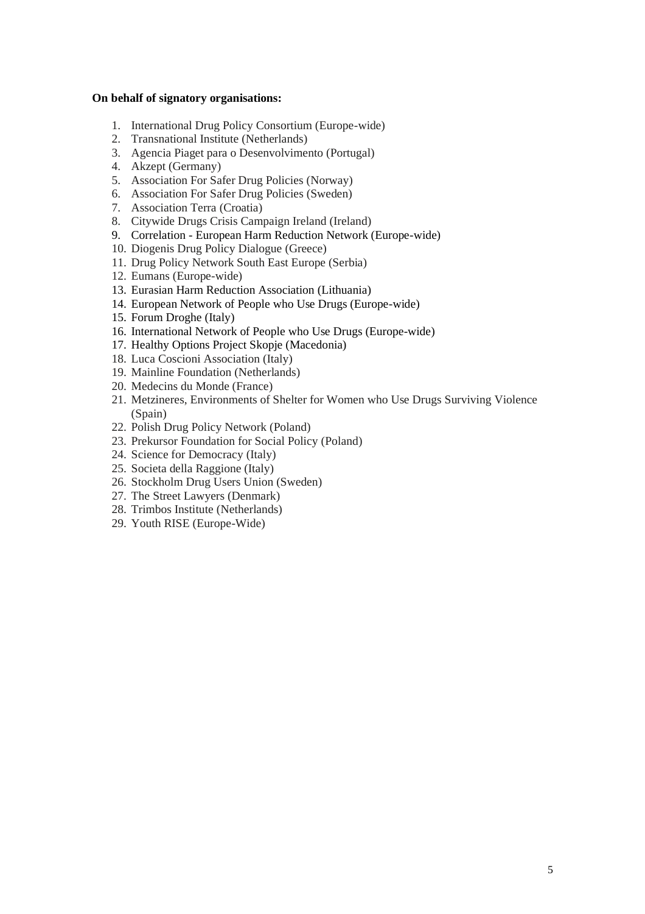**On behalf of signatory organisations:**

1. International Drug Policy Consortium (Europe-wide)
2. Transnational Institute (Netherlands)
3. Agencia Piaget para o Desenvolvimento (Portugal)
4. Akzept (Germany)
5. Association For Safer Drug Policies (Norway)
6. Association For Safer Drug Policies (Sweden)
7. Association Terra (Croatia)
8. Citywide Drugs Crisis Campaign Ireland (Ireland)
9. Correlation - European Harm Reduction Network (Europe-wide)
10. Diogenis Drug Policy Dialogue (Greece)
11. Drug Policy Network South East Europe (Serbia)
12. Eumans (Europe-wide)
13. Eurasian Harm Reduction Association (Lithuania)
14. European Network of People who Use Drugs (Europe-wide)
15. Forum Droghe (Italy)
16. International Network of People who Use Drugs (Europe-wide)
17. Healthy Options Project Skopje (Macedonia)
18. Luca Coscioni Association (Italy)
19. Mainline Foundation (Netherlands)
20. Medecins du Monde (France)
21. Metzineres, Environments of Shelter for Women who Use Drugs Surviving Violence (Spain)
22. Polish Drug Policy Network (Poland)
23. Prekursor Foundation for Social Policy (Poland)
24. Science for Democracy (Italy)
25. Societa della Raggione (Italy)
26. Stockholm Drug Users Union (Sweden)
27. The Street Lawyers (Denmark)
28. Trimbos Institute (Netherlands)
29. Youth RISE (Europe-Wide)